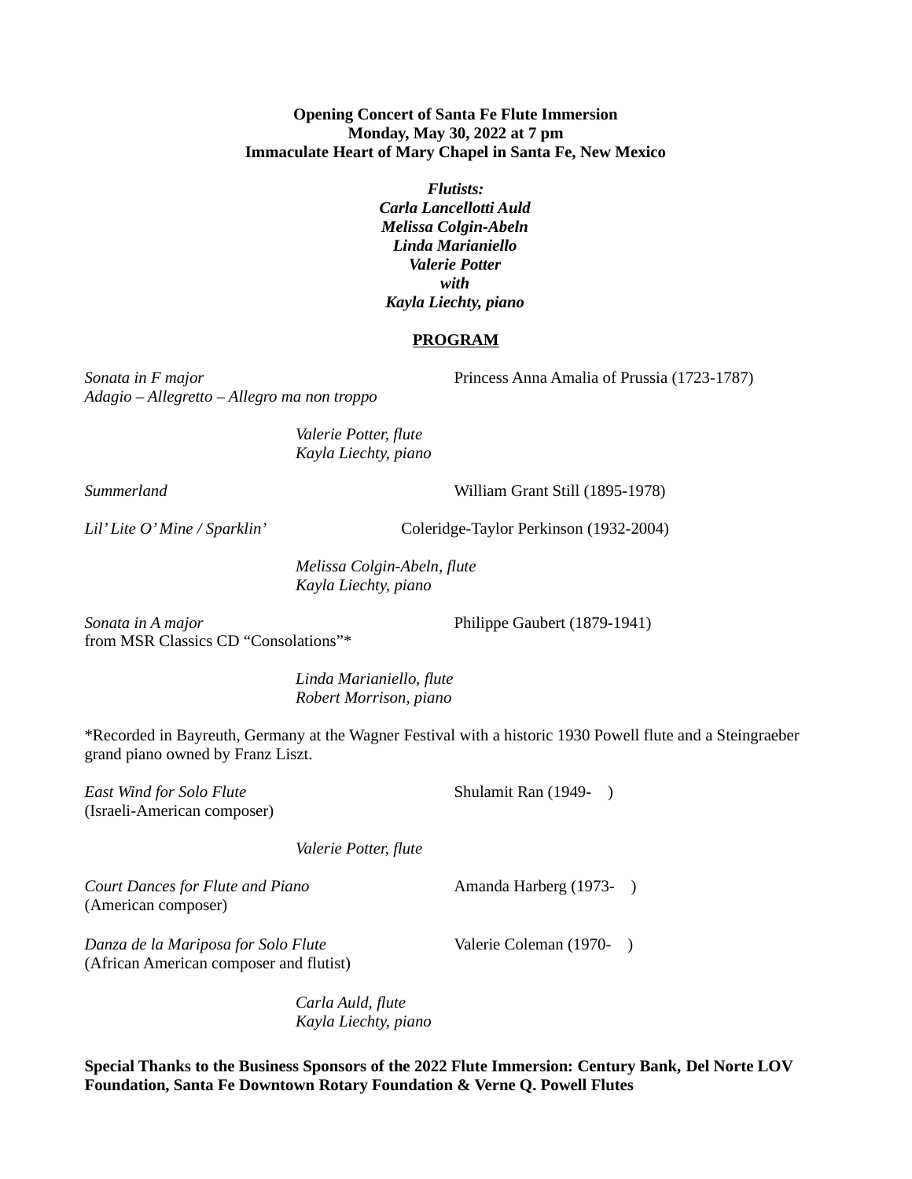**Opening Concert of Santa Fe Flute Immersion**
**Monday, May 30, 2022 at 7 pm**
**Immaculate Heart of Mary Chapel in Santa Fe, New Mexico**

***Flutists:***
***Carla Lancellotti Auld***
***Melissa Colgin-Abeln***
***Linda Marianiello***
***Valerie Potter***
***with***
***Kayla Liechty, piano***

## PROGRAM

*Sonata in F major* — Princess Anna Amalia of Prussia (1723-1787)
*Adagio – Allegretto – Allegro ma non troppo*

*Valerie Potter, flute*
*Kayla Liechty, piano*

*Summerland* — William Grant Still (1895-1978)

*Lil' Lite O' Mine / Sparklin'* — Coleridge-Taylor Perkinson (1932-2004)

*Melissa Colgin-Abeln, flute*
*Kayla Liechty, piano*

*Sonata in A major* — Philippe Gaubert (1879-1941)
from MSR Classics CD "Consolations"*

*Linda Marianiello, flute*
*Robert Morrison, piano*

*Recorded in Bayreuth, Germany at the Wagner Festival with a historic 1930 Powell flute and a Steingraeber grand piano owned by Franz Liszt.

*East Wind for Solo Flute* — Shulamit Ran (1949- )
(Israeli-American composer)

*Valerie Potter, flute*

*Court Dances for Flute and Piano* — Amanda Harberg (1973- )
(American composer)

*Danza de la Mariposa for Solo Flute* — Valerie Coleman (1970- )
(African American composer and flutist)

*Carla Auld, flute*
*Kayla Liechty, piano*

**Special Thanks to the Business Sponsors of the 2022 Flute Immersion: Century Bank, Del Norte LOV Foundation, Santa Fe Downtown Rotary Foundation & Verne Q. Powell Flutes**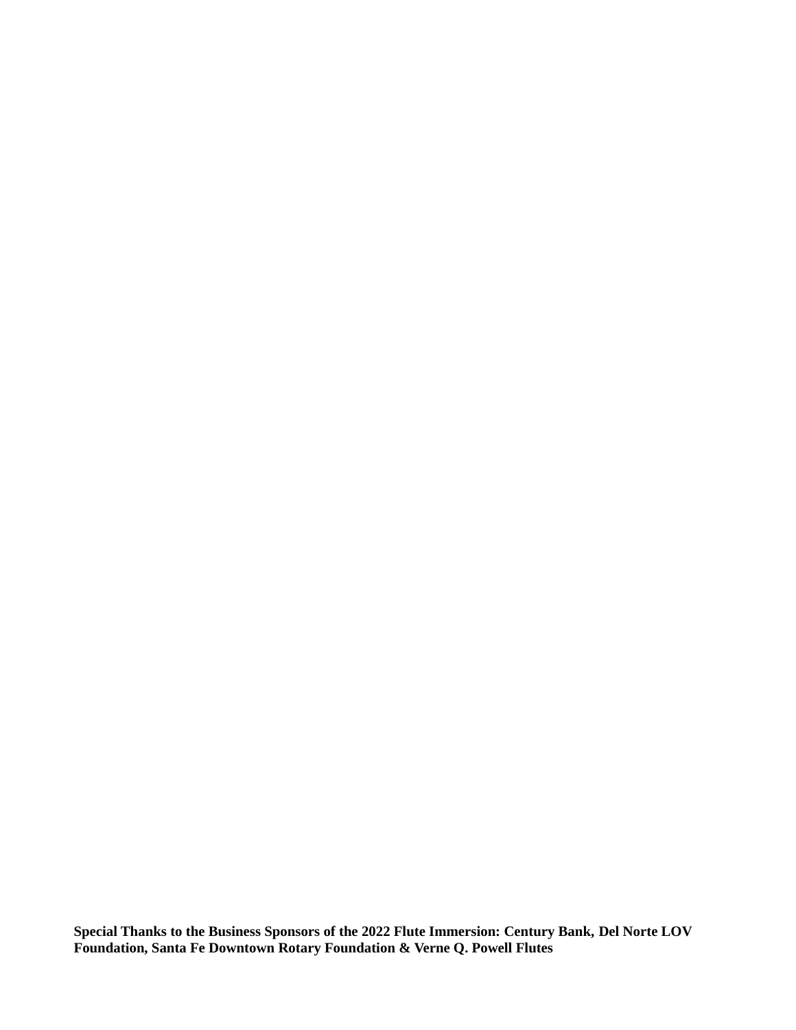**Special Thanks to the Business Sponsors of the 2022 Flute Immersion: Century Bank, Del Norte LOV Foundation, Santa Fe Downtown Rotary Foundation & Verne Q. Powell Flutes**